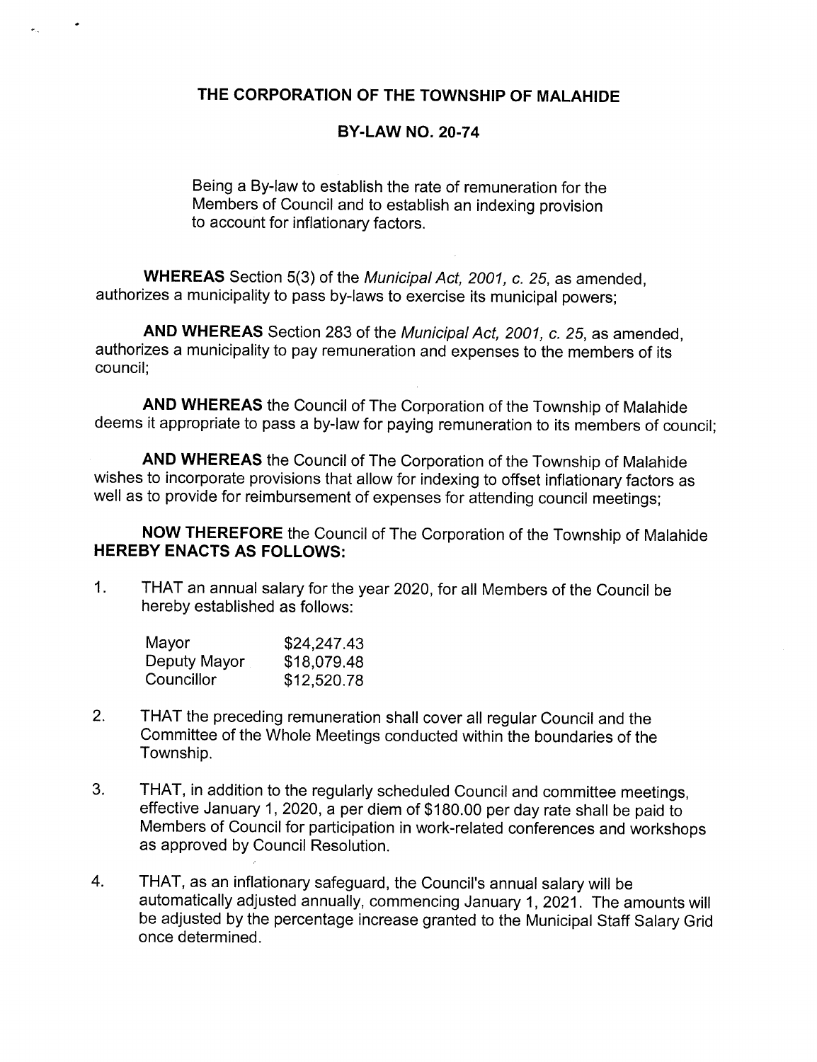# THE CORPORATION OF THE TOWNSHIP OF MALAHIDE

## BY-LAW NO. 20-74

Being a By-law to establish the rate of remuneration for the Members of Council and to establish an indexing provision to account for inflationary factors.

**WHEREAS** Section 5(3) of the *Municipal Act, 2001, c. 25*, as amended, authorizes a municipality to pass by-laws to exercise its municipal powers;

**AND WHEREAS** Section 283 of the *Municipal Act, 2001, c. 25*, as amended, authorizes a municipality to pay remuneration and expenses to the members of its council;

**AND WHEREAS** the Council of The Corporation of the Township of Malahide deems it appropriate to pass a by-law for paying remuneration to its members of council;

**AND WHEREAS** the Council of The Corporation of the Township of Malahide wishes to incorporate provisions that allow for indexing to offset inflationary factors as well as to provide for reimbursement of expenses for attending council meetings;

**NOW THEREFORE** the Council of The Corporation of the Township of Malahide **HEREBY ENACTS AS FOLLOWS:**

1. THAT an annual salary for the year 2020, for all Members of the Council be hereby established as follows:

| | |
|---|---|
| Mayor | $24,247.43 |
| Deputy Mayor | $18,079.48 |
| Councillor | $12,520.78 |

2. THAT the preceding remuneration shall cover all regular Council and the Committee of the Whole Meetings conducted within the boundaries of the Township.

3. THAT, in addition to the regularly scheduled Council and committee meetings, effective January 1, 2020, a per diem of $180.00 per day rate shall be paid to Members of Council for participation in work-related conferences and workshops as approved by Council Resolution.

4. THAT, as an inflationary safeguard, the Council's annual salary will be automatically adjusted annually, commencing January 1, 2021. The amounts will be adjusted by the percentage increase granted to the Municipal Staff Salary Grid once determined.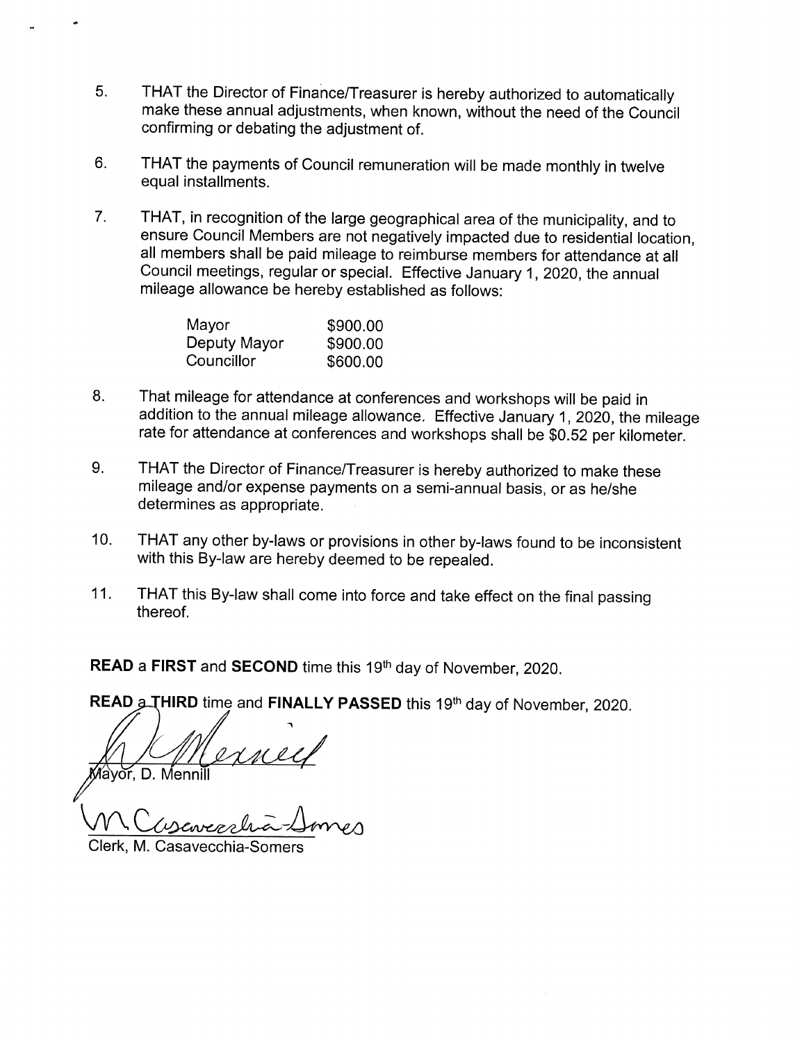5. THAT the Director of Finance/Treasurer is hereby authorized to automatically make these annual adjustments, when known, without the need of the Council confirming or debating the adjustment of.

6. THAT the payments of Council remuneration will be made monthly in twelve equal installments.

7. THAT, in recognition of the large geographical area of the municipality, and to ensure Council Members are not negatively impacted due to residential location, all members shall be paid mileage to reimburse members for attendance at all Council meetings, regular or special. Effective January 1, 2020, the annual mileage allowance be hereby established as follows:

| | |
|---|---|
| Mayor | $900.00 |
| Deputy Mayor | $900.00 |
| Councillor | $600.00 |

8. That mileage for attendance at conferences and workshops will be paid in addition to the annual mileage allowance. Effective January 1, 2020, the mileage rate for attendance at conferences and workshops shall be $0.52 per kilometer.

9. THAT the Director of Finance/Treasurer is hereby authorized to make these mileage and/or expense payments on a semi-annual basis, or as he/she determines as appropriate.

10. THAT any other by-laws or provisions in other by-laws found to be inconsistent with this By-law are hereby deemed to be repealed.

11. THAT this By-law shall come into force and take effect on the final passing thereof.

**READ** a **FIRST** and **SECOND** time this 19th day of November, 2020.

**READ** a **THIRD** time and **FINALLY PASSED** this 19th day of November, 2020.

Mayor, D. Mennill

Clerk, M. Casavecchia-Somers